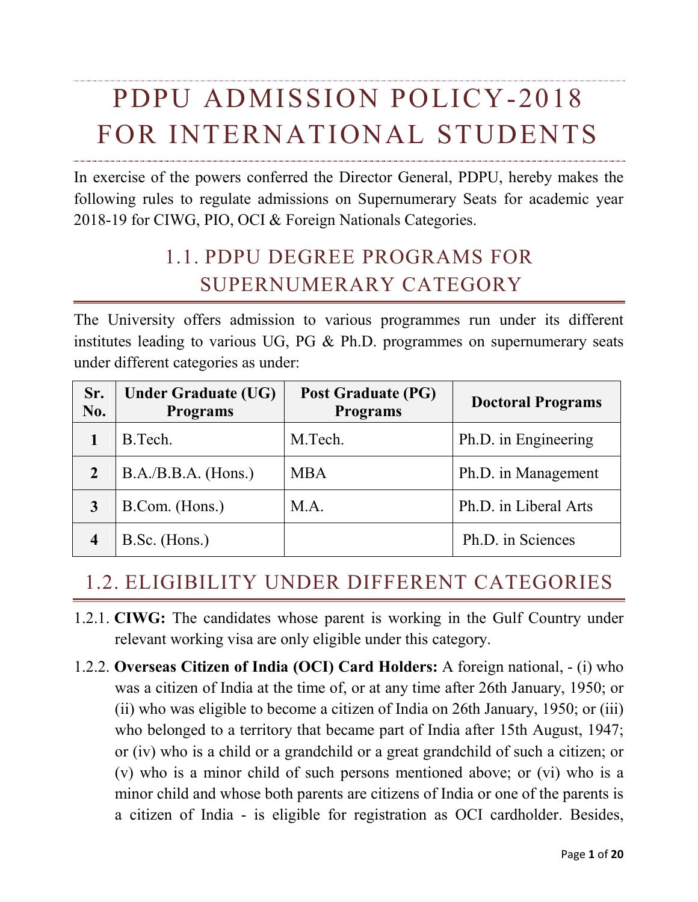# PDPU ADMISSION POLICY-2018 FOR INTERNATIONAL STUDENTS

In exercise of the powers conferred the Director General, PDPU, hereby makes the following rules to regulate admissions on Supernumerary Seats for academic year 2018-19 for CIWG, PIO, OCI & Foreign Nationals Categories.

## 1.1. PDPU DEGREE PROGRAMS FOR SUPERNUMERARY CATEGORY

The University offers admission to various programmes run under its different institutes leading to various UG, PG & Ph.D. programmes on supernumerary seats under different categories as under:

| Sr. No. | Under Graduate (UG) Programs | Post Graduate (PG) Programs | Doctoral Programs |
|---|---|---|---|
| 1 | B.Tech. | M.Tech. | Ph.D. in Engineering |
| 2 | B.A./B.B.A. (Hons.) | MBA | Ph.D. in Management |
| 3 | B.Com. (Hons.) | M.A. | Ph.D. in Liberal Arts |
| 4 | B.Sc. (Hons.) | | Ph.D. in Sciences |

## 1.2. ELIGIBILITY UNDER DIFFERENT CATEGORIES

1.2.1. **CIWG:** The candidates whose parent is working in the Gulf Country under relevant working visa are only eligible under this category.

1.2.2. **Overseas Citizen of India (OCI) Card Holders:** A foreign national, - (i) who was a citizen of India at the time of, or at any time after 26th January, 1950; or (ii) who was eligible to become a citizen of India on 26th January, 1950; or (iii) who belonged to a territory that became part of India after 15th August, 1947; or (iv) who is a child or a grandchild or a great grandchild of such a citizen; or (v) who is a minor child of such persons mentioned above; or (vi) who is a minor child and whose both parents are citizens of India or one of the parents is a citizen of India - is eligible for registration as OCI cardholder. Besides,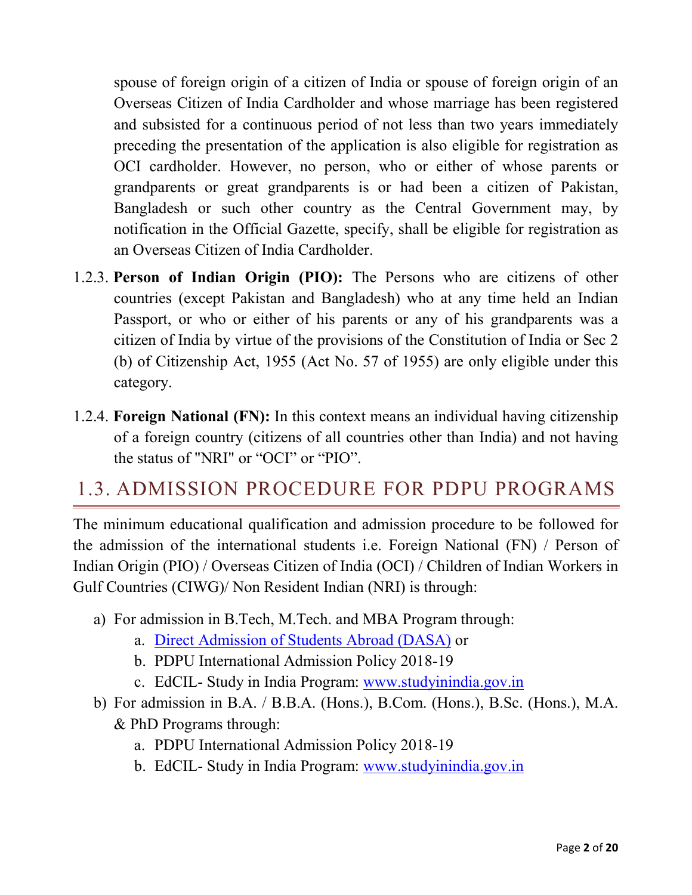spouse of foreign origin of a citizen of India or spouse of foreign origin of an Overseas Citizen of India Cardholder and whose marriage has been registered and subsisted for a continuous period of not less than two years immediately preceding the presentation of the application is also eligible for registration as OCI cardholder. However, no person, who or either of whose parents or grandparents or great grandparents is or had been a citizen of Pakistan, Bangladesh or such other country as the Central Government may, by notification in the Official Gazette, specify, shall be eligible for registration as an Overseas Citizen of India Cardholder.

1.2.3. **Person of Indian Origin (PIO):** The Persons who are citizens of other countries (except Pakistan and Bangladesh) who at any time held an Indian Passport, or who or either of his parents or any of his grandparents was a citizen of India by virtue of the provisions of the Constitution of India or Sec 2 (b) of Citizenship Act, 1955 (Act No. 57 of 1955) are only eligible under this category.

1.2.4. **Foreign National (FN):** In this context means an individual having citizenship of a foreign country (citizens of all countries other than India) and not having the status of "NRI" or "OCI" or "PIO".

## 1.3. ADMISSION PROCEDURE FOR PDPU PROGRAMS

The minimum educational qualification and admission procedure to be followed for the admission of the international students i.e. Foreign National (FN) / Person of Indian Origin (PIO) / Overseas Citizen of India (OCI) / Children of Indian Workers in Gulf Countries (CIWG)/ Non Resident Indian (NRI) is through:

a) For admission in B.Tech, M.Tech. and MBA Program through:
   a. Direct Admission of Students Abroad (DASA) or
   b. PDPU International Admission Policy 2018-19
   c. EdCIL- Study in India Program: www.studyinindia.gov.in
b) For admission in B.A. / B.B.A. (Hons.), B.Com. (Hons.), B.Sc. (Hons.), M.A. & PhD Programs through:
   a. PDPU International Admission Policy 2018-19
   b. EdCIL- Study in India Program: www.studyinindia.gov.in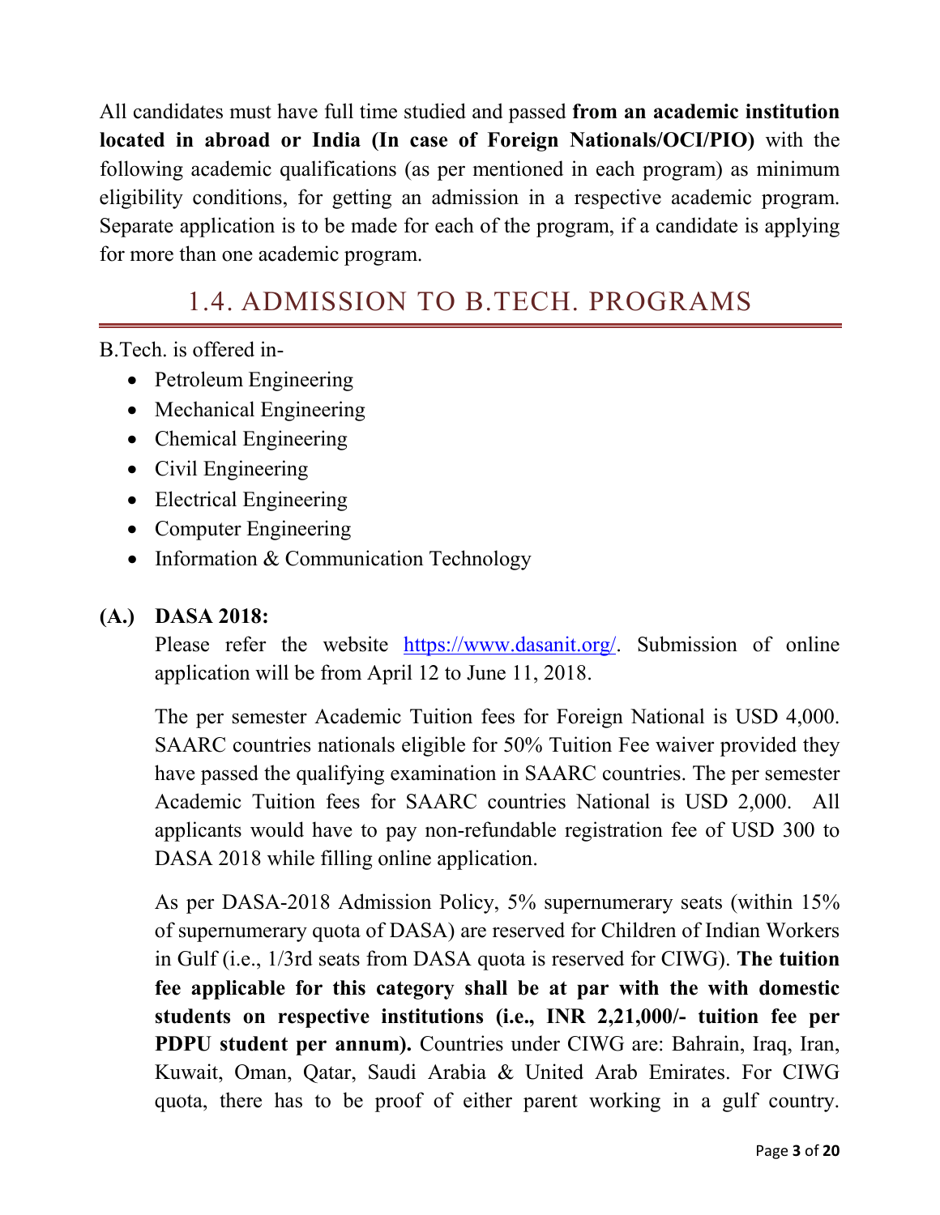All candidates must have full time studied and passed **from an academic institution located in abroad or India (In case of Foreign Nationals/OCI/PIO)** with the following academic qualifications (as per mentioned in each program) as minimum eligibility conditions, for getting an admission in a respective academic program. Separate application is to be made for each of the program, if a candidate is applying for more than one academic program.

## 1.4. ADMISSION TO B.TECH. PROGRAMS

B.Tech. is offered in-

- Petroleum Engineering
- Mechanical Engineering
- Chemical Engineering
- Civil Engineering
- Electrical Engineering
- Computer Engineering
- Information & Communication Technology

**(A.) DASA 2018:**

Please refer the website [https://www.dasanit.org/](https://www.dasanit.org/). Submission of online application will be from April 12 to June 11, 2018.

The per semester Academic Tuition fees for Foreign National is USD 4,000. SAARC countries nationals eligible for 50% Tuition Fee waiver provided they have passed the qualifying examination in SAARC countries. The per semester Academic Tuition fees for SAARC countries National is USD 2,000. All applicants would have to pay non-refundable registration fee of USD 300 to DASA 2018 while filling online application.

As per DASA-2018 Admission Policy, 5% supernumerary seats (within 15% of supernumerary quota of DASA) are reserved for Children of Indian Workers in Gulf (i.e., 1/3rd seats from DASA quota is reserved for CIWG). **The tuition fee applicable for this category shall be at par with the with domestic students on respective institutions (i.e., INR 2,21,000/- tuition fee per PDPU student per annum).** Countries under CIWG are: Bahrain, Iraq, Iran, Kuwait, Oman, Qatar, Saudi Arabia & United Arab Emirates. For CIWG quota, there has to be proof of either parent working in a gulf country.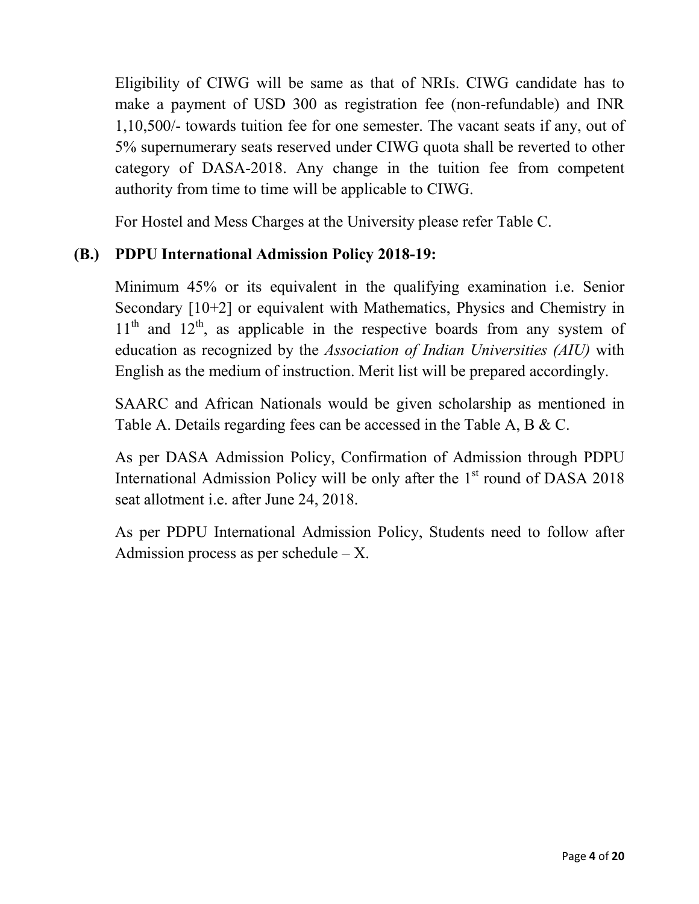Eligibility of CIWG will be same as that of NRIs. CIWG candidate has to make a payment of USD 300 as registration fee (non-refundable) and INR 1,10,500/- towards tuition fee for one semester. The vacant seats if any, out of 5% supernumerary seats reserved under CIWG quota shall be reverted to other category of DASA-2018. Any change in the tuition fee from competent authority from time to time will be applicable to CIWG.

For Hostel and Mess Charges at the University please refer Table C.

### (B.) PDPU International Admission Policy 2018-19:

Minimum 45% or its equivalent in the qualifying examination i.e. Senior Secondary [10+2] or equivalent with Mathematics, Physics and Chemistry in 11th and 12th, as applicable in the respective boards from any system of education as recognized by the *Association of Indian Universities (AIU)* with English as the medium of instruction. Merit list will be prepared accordingly.

SAARC and African Nationals would be given scholarship as mentioned in Table A. Details regarding fees can be accessed in the Table A, B & C.

As per DASA Admission Policy, Confirmation of Admission through PDPU International Admission Policy will be only after the 1st round of DASA 2018 seat allotment i.e. after June 24, 2018.

As per PDPU International Admission Policy, Students need to follow after Admission process as per schedule – X.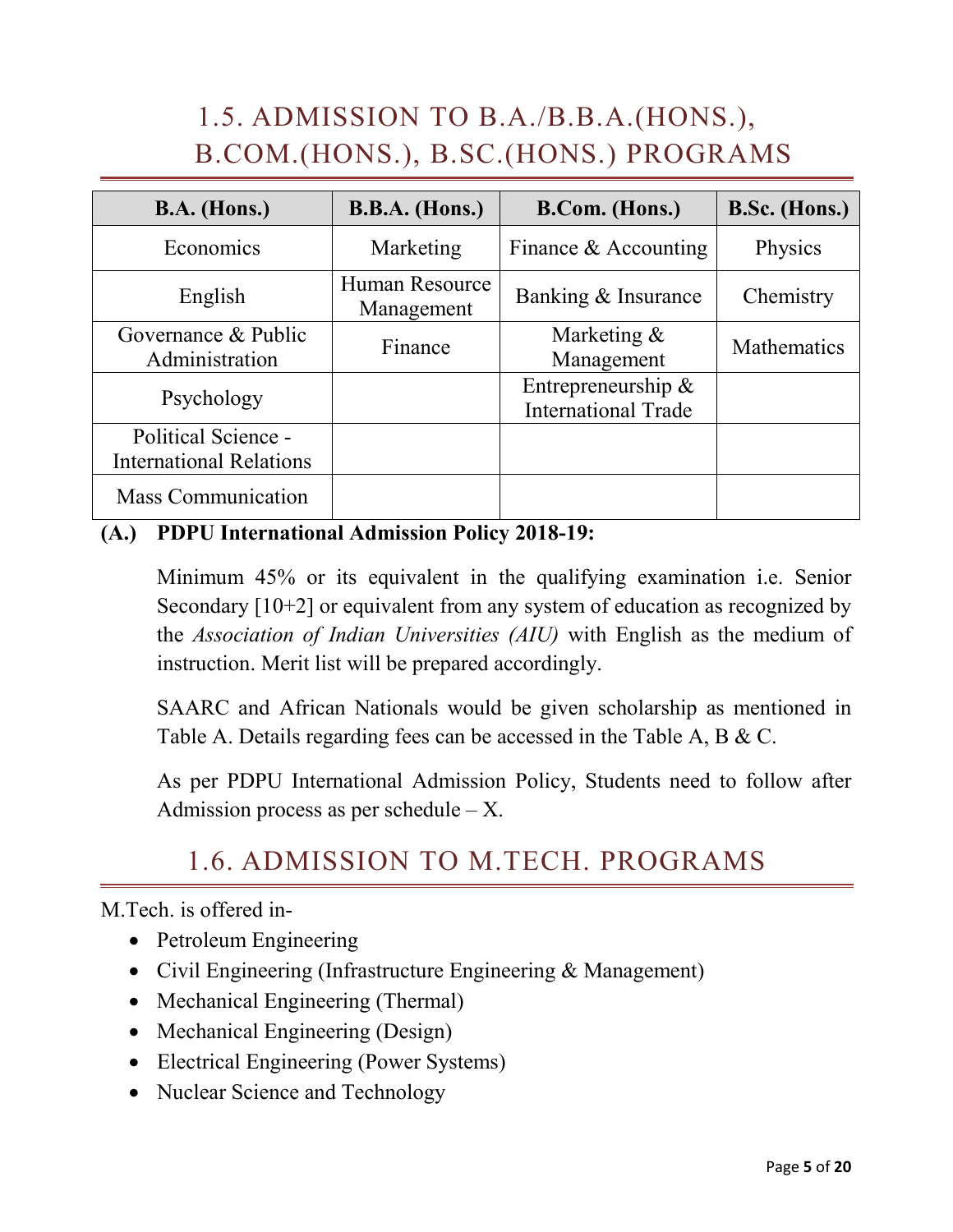## 1.5. ADMISSION TO B.A./B.B.A.(HONS.), B.COM.(HONS.), B.SC.(HONS.) PROGRAMS

| B.A. (Hons.) | B.B.A. (Hons.) | B.Com. (Hons.) | B.Sc. (Hons.) |
|---|---|---|---|
| Economics | Marketing | Finance & Accounting | Physics |
| English | Human Resource Management | Banking & Insurance | Chemistry |
| Governance & Public Administration | Finance | Marketing & Management | Mathematics |
| Psychology | | Entrepreneurship & International Trade | |
| Political Science - International Relations | | | |
| Mass Communication | | | |

**(A.) PDPU International Admission Policy 2018-19:**

Minimum 45% or its equivalent in the qualifying examination i.e. Senior Secondary [10+2] or equivalent from any system of education as recognized by the *Association of Indian Universities (AIU)* with English as the medium of instruction. Merit list will be prepared accordingly.

SAARC and African Nationals would be given scholarship as mentioned in Table A. Details regarding fees can be accessed in the Table A, B & C.

As per PDPU International Admission Policy, Students need to follow after Admission process as per schedule – X.

## 1.6. ADMISSION TO M.TECH. PROGRAMS

M.Tech. is offered in-

- Petroleum Engineering
- Civil Engineering (Infrastructure Engineering & Management)
- Mechanical Engineering (Thermal)
- Mechanical Engineering (Design)
- Electrical Engineering (Power Systems)
- Nuclear Science and Technology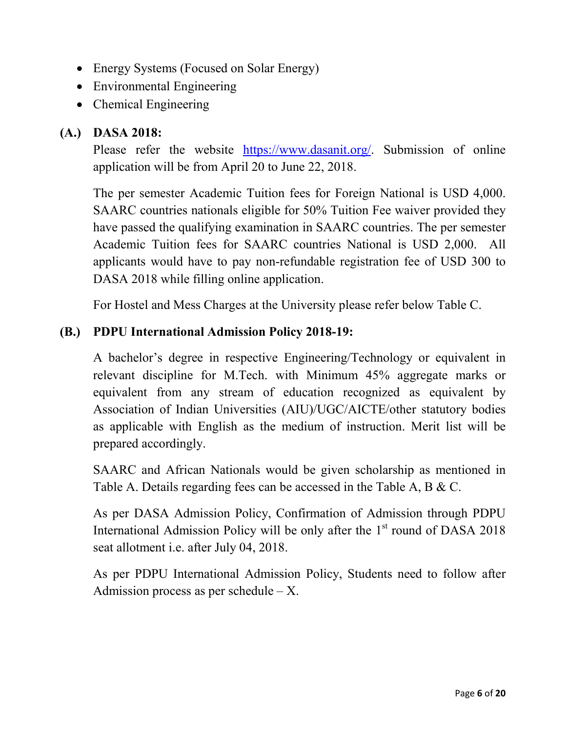- Energy Systems (Focused on Solar Energy)
- Environmental Engineering
- Chemical Engineering

**(A.) DASA 2018:**

Please refer the website https://www.dasanit.org/. Submission of online application will be from April 20 to June 22, 2018.

The per semester Academic Tuition fees for Foreign National is USD 4,000. SAARC countries nationals eligible for 50% Tuition Fee waiver provided they have passed the qualifying examination in SAARC countries. The per semester Academic Tuition fees for SAARC countries National is USD 2,000. All applicants would have to pay non-refundable registration fee of USD 300 to DASA 2018 while filling online application.

For Hostel and Mess Charges at the University please refer below Table C.

**(B.) PDPU International Admission Policy 2018-19:**

A bachelor's degree in respective Engineering/Technology or equivalent in relevant discipline for M.Tech. with Minimum 45% aggregate marks or equivalent from any stream of education recognized as equivalent by Association of Indian Universities (AIU)/UGC/AICTE/other statutory bodies as applicable with English as the medium of instruction. Merit list will be prepared accordingly.

SAARC and African Nationals would be given scholarship as mentioned in Table A. Details regarding fees can be accessed in the Table A, B & C.

As per DASA Admission Policy, Confirmation of Admission through PDPU International Admission Policy will be only after the 1st round of DASA 2018 seat allotment i.e. after July 04, 2018.

As per PDPU International Admission Policy, Students need to follow after Admission process as per schedule – X.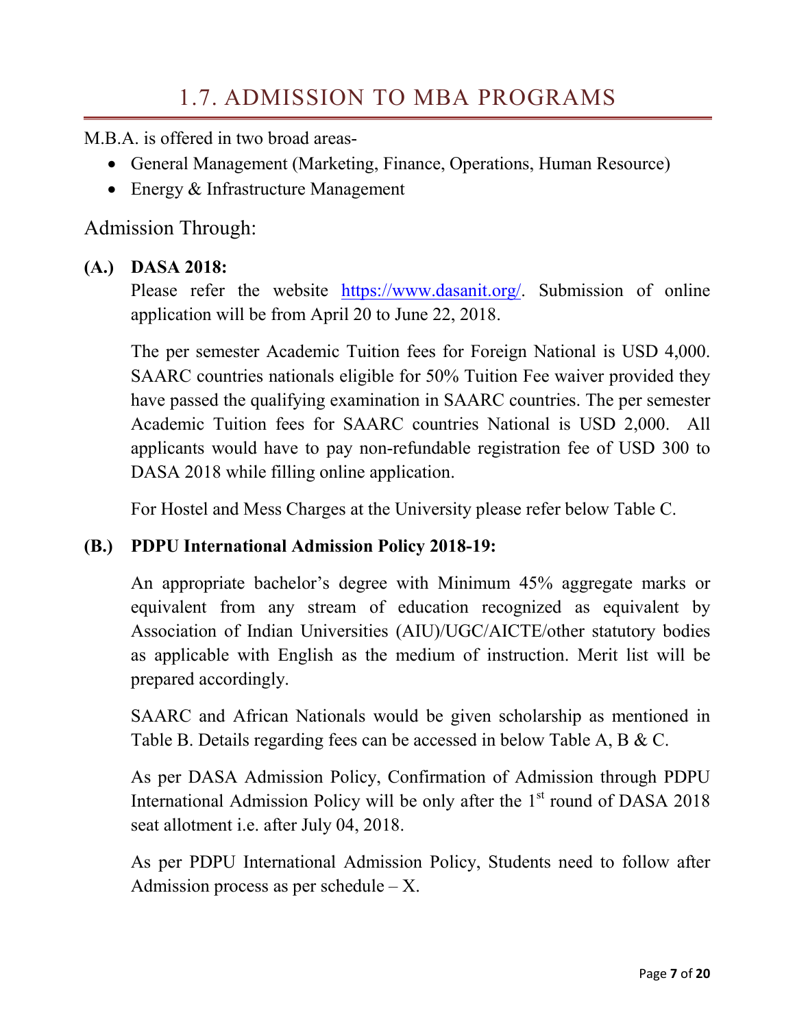# 1.7. ADMISSION TO MBA PROGRAMS

M.B.A. is offered in two broad areas-

- General Management (Marketing, Finance, Operations, Human Resource)
- Energy & Infrastructure Management

## Admission Through:

**(A.) DASA 2018:**

Please refer the website https://www.dasanit.org/. Submission of online application will be from April 20 to June 22, 2018.

The per semester Academic Tuition fees for Foreign National is USD 4,000. SAARC countries nationals eligible for 50% Tuition Fee waiver provided they have passed the qualifying examination in SAARC countries. The per semester Academic Tuition fees for SAARC countries National is USD 2,000. All applicants would have to pay non-refundable registration fee of USD 300 to DASA 2018 while filling online application.

For Hostel and Mess Charges at the University please refer below Table C.

**(B.) PDPU International Admission Policy 2018-19:**

An appropriate bachelor's degree with Minimum 45% aggregate marks or equivalent from any stream of education recognized as equivalent by Association of Indian Universities (AIU)/UGC/AICTE/other statutory bodies as applicable with English as the medium of instruction. Merit list will be prepared accordingly.

SAARC and African Nationals would be given scholarship as mentioned in Table B. Details regarding fees can be accessed in below Table A, B & C.

As per DASA Admission Policy, Confirmation of Admission through PDPU International Admission Policy will be only after the 1st round of DASA 2018 seat allotment i.e. after July 04, 2018.

As per PDPU International Admission Policy, Students need to follow after Admission process as per schedule – X.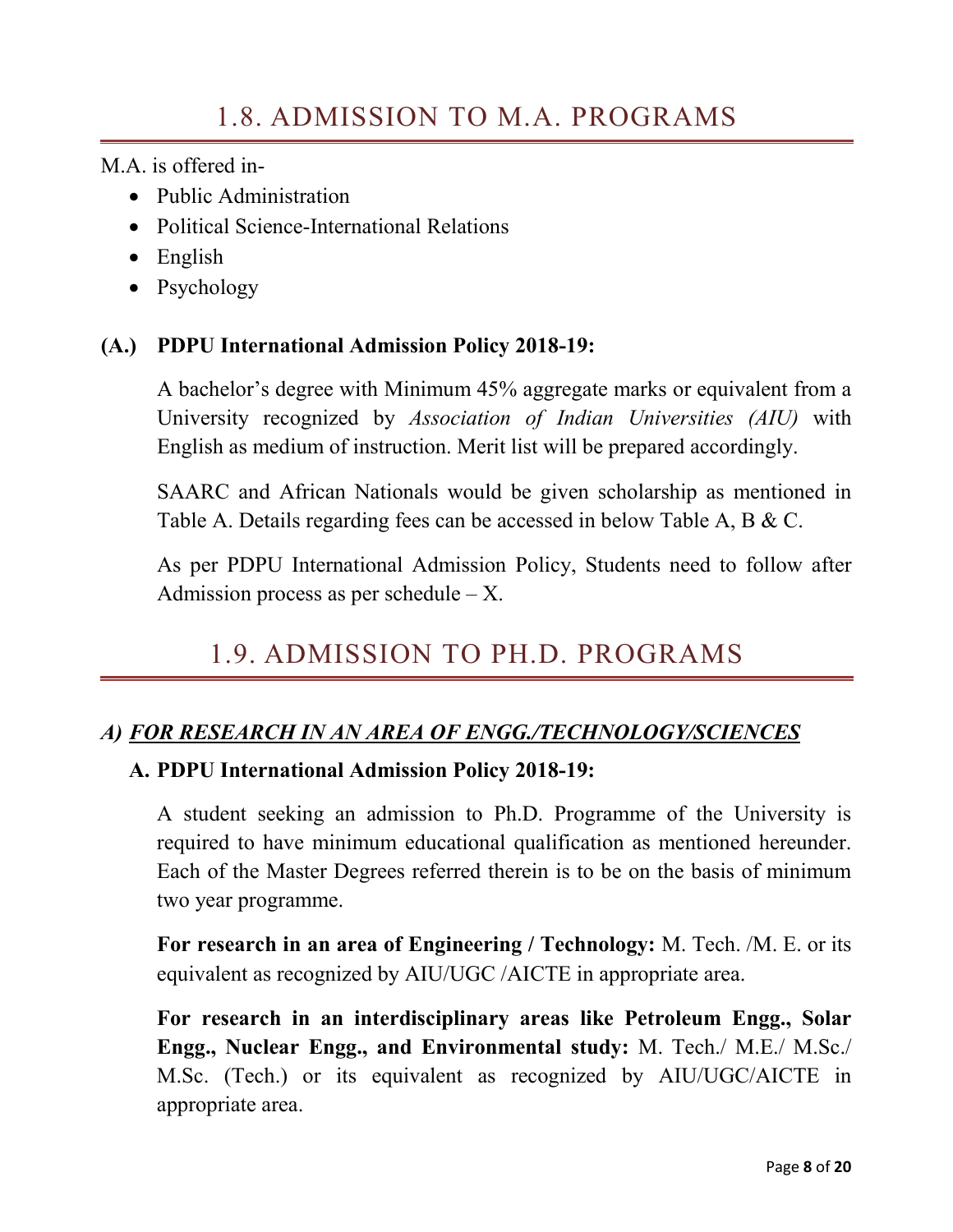# 1.8. ADMISSION TO M.A. PROGRAMS

M.A. is offered in-

- Public Administration
- Political Science-International Relations
- English
- Psychology

**(A.) PDPU International Admission Policy 2018-19:**

A bachelor's degree with Minimum 45% aggregate marks or equivalent from a University recognized by *Association of Indian Universities (AIU)* with English as medium of instruction. Merit list will be prepared accordingly.

SAARC and African Nationals would be given scholarship as mentioned in Table A. Details regarding fees can be accessed in below Table A, B & C.

As per PDPU International Admission Policy, Students need to follow after Admission process as per schedule – X.

# 1.9. ADMISSION TO PH.D. PROGRAMS

## *A) FOR RESEARCH IN AN AREA OF ENGG./TECHNOLOGY/SCIENCES*

**A. PDPU International Admission Policy 2018-19:**

A student seeking an admission to Ph.D. Programme of the University is required to have minimum educational qualification as mentioned hereunder. Each of the Master Degrees referred therein is to be on the basis of minimum two year programme.

**For research in an area of Engineering / Technology:** M. Tech. /M. E. or its equivalent as recognized by AIU/UGC /AICTE in appropriate area.

**For research in an interdisciplinary areas like Petroleum Engg., Solar Engg., Nuclear Engg., and Environmental study:** M. Tech./ M.E./ M.Sc./ M.Sc. (Tech.) or its equivalent as recognized by AIU/UGC/AICTE in appropriate area.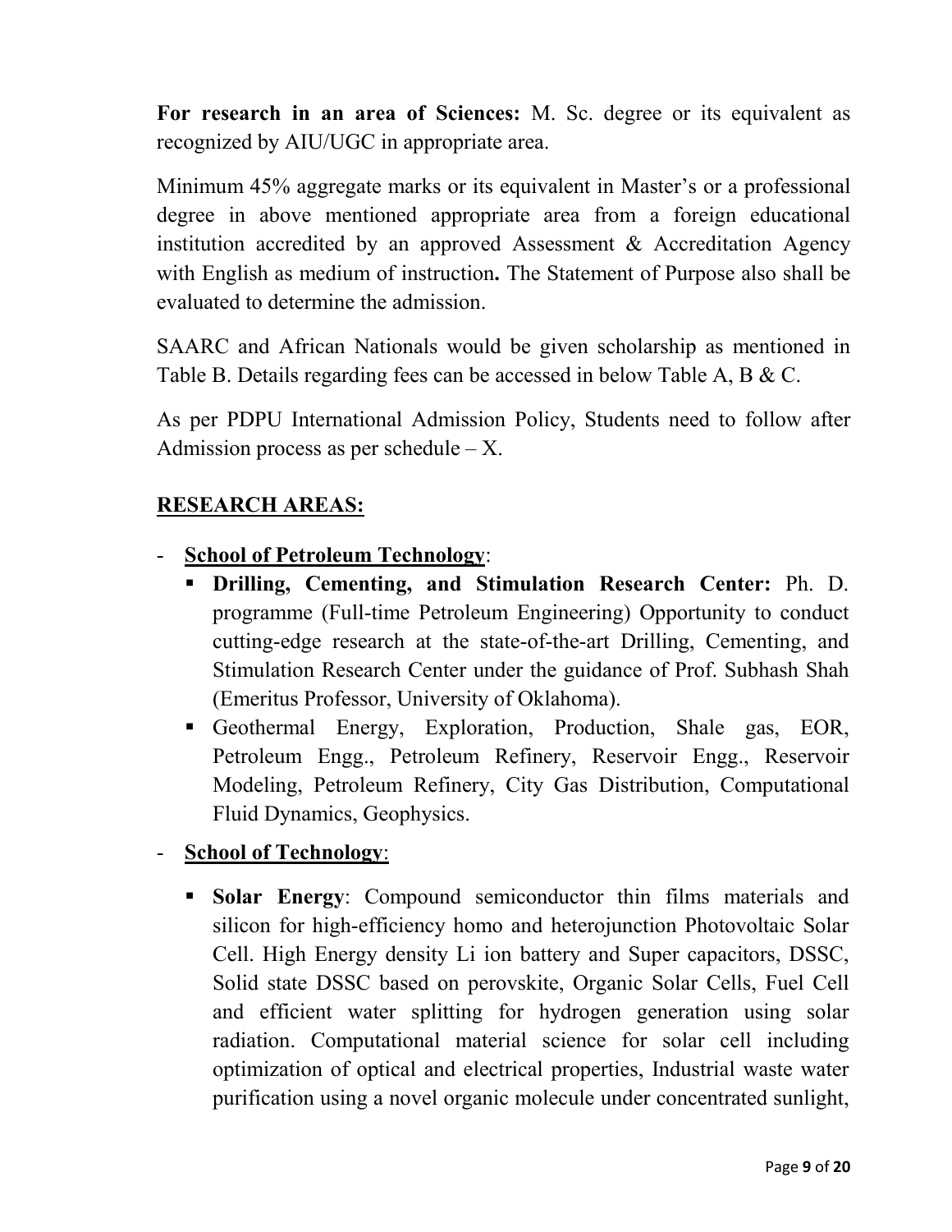**For research in an area of Sciences:** M. Sc. degree or its equivalent as recognized by AIU/UGC in appropriate area.

Minimum 45% aggregate marks or its equivalent in Master's or a professional degree in above mentioned appropriate area from a foreign educational institution accredited by an approved Assessment & Accreditation Agency with English as medium of instruction**.** The Statement of Purpose also shall be evaluated to determine the admission.

SAARC and African Nationals would be given scholarship as mentioned in Table B. Details regarding fees can be accessed in below Table A, B & C.

As per PDPU International Admission Policy, Students need to follow after Admission process as per schedule – X.

## RESEARCH AREAS:

- **School of Petroleum Technology**:
  - **Drilling, Cementing, and Stimulation Research Center:** Ph. D. programme (Full-time Petroleum Engineering) Opportunity to conduct cutting-edge research at the state-of-the-art Drilling, Cementing, and Stimulation Research Center under the guidance of Prof. Subhash Shah (Emeritus Professor, University of Oklahoma).
  - Geothermal Energy, Exploration, Production, Shale gas, EOR, Petroleum Engg., Petroleum Refinery, Reservoir Engg., Reservoir Modeling, Petroleum Refinery, City Gas Distribution, Computational Fluid Dynamics, Geophysics.
- **School of Technology**:
  - **Solar Energy**: Compound semiconductor thin films materials and silicon for high-efficiency homo and heterojunction Photovoltaic Solar Cell. High Energy density Li ion battery and Super capacitors, DSSC, Solid state DSSC based on perovskite, Organic Solar Cells, Fuel Cell and efficient water splitting for hydrogen generation using solar radiation. Computational material science for solar cell including optimization of optical and electrical properties, Industrial waste water purification using a novel organic molecule under concentrated sunlight,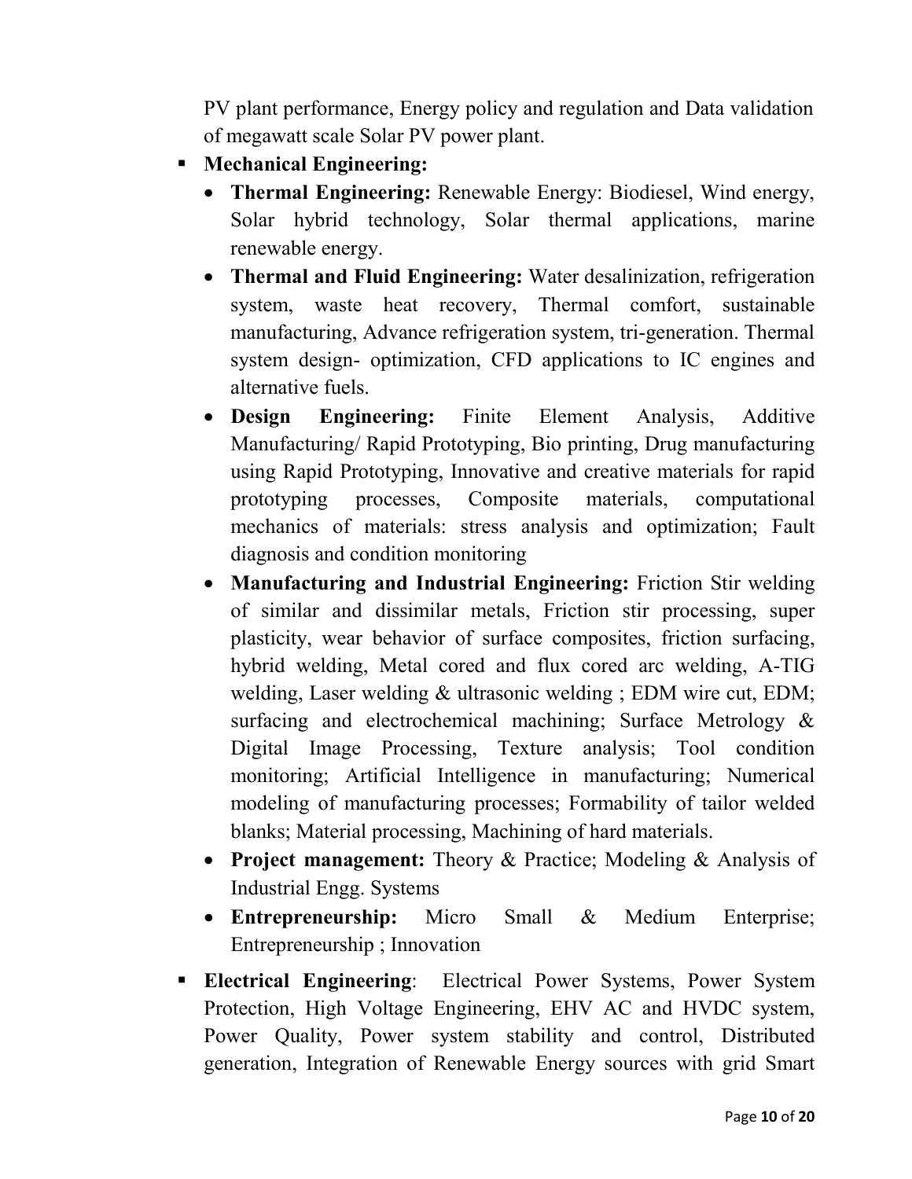PV plant performance, Energy policy and regulation and Data validation of megawatt scale Solar PV power plant.

- **Mechanical Engineering:**
  - **Thermal Engineering:** Renewable Energy: Biodiesel, Wind energy, Solar hybrid technology, Solar thermal applications, marine renewable energy.
  - **Thermal and Fluid Engineering:** Water desalinization, refrigeration system, waste heat recovery, Thermal comfort, sustainable manufacturing, Advance refrigeration system, tri-generation. Thermal system design- optimization, CFD applications to IC engines and alternative fuels.
  - **Design Engineering:** Finite Element Analysis, Additive Manufacturing/ Rapid Prototyping, Bio printing, Drug manufacturing using Rapid Prototyping, Innovative and creative materials for rapid prototyping processes, Composite materials, computational mechanics of materials: stress analysis and optimization; Fault diagnosis and condition monitoring
  - **Manufacturing and Industrial Engineering:** Friction Stir welding of similar and dissimilar metals, Friction stir processing, super plasticity, wear behavior of surface composites, friction surfacing, hybrid welding, Metal cored and flux cored arc welding, A-TIG welding, Laser welding & ultrasonic welding ; EDM wire cut, EDM; surfacing and electrochemical machining; Surface Metrology & Digital Image Processing, Texture analysis; Tool condition monitoring; Artificial Intelligence in manufacturing; Numerical modeling of manufacturing processes; Formability of tailor welded blanks; Material processing, Machining of hard materials.
  - **Project management:** Theory & Practice; Modeling & Analysis of Industrial Engg. Systems
  - **Entrepreneurship:** Micro Small & Medium Enterprise; Entrepreneurship ; Innovation

- **Electrical Engineering**: Electrical Power Systems, Power System Protection, High Voltage Engineering, EHV AC and HVDC system, Power Quality, Power system stability and control, Distributed generation, Integration of Renewable Energy sources with grid Smart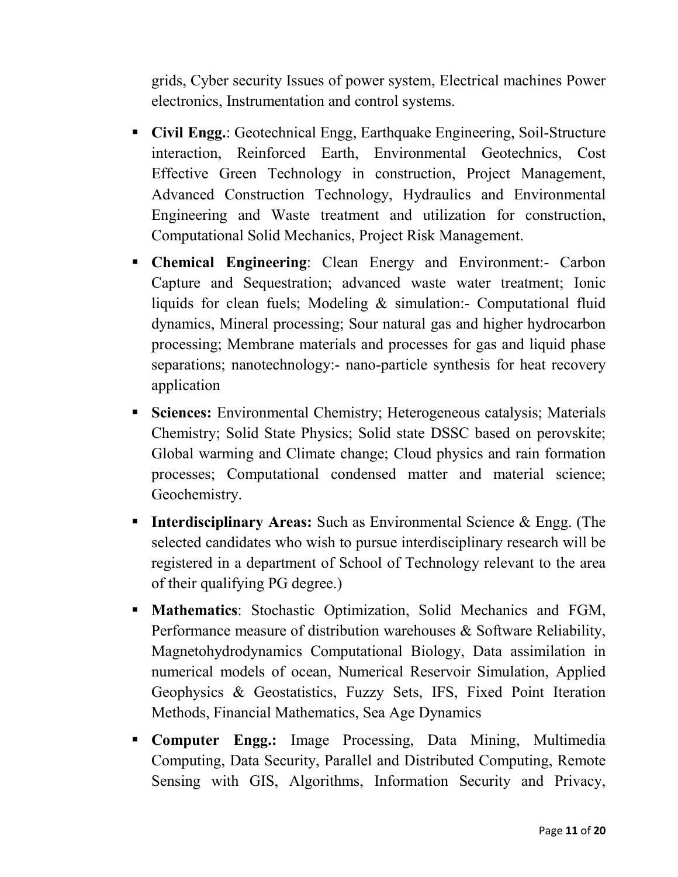grids, Cyber security Issues of power system, Electrical machines Power electronics, Instrumentation and control systems.

- **Civil Engg.**: Geotechnical Engg, Earthquake Engineering, Soil-Structure interaction, Reinforced Earth, Environmental Geotechnics, Cost Effective Green Technology in construction, Project Management, Advanced Construction Technology, Hydraulics and Environmental Engineering and Waste treatment and utilization for construction, Computational Solid Mechanics, Project Risk Management.
- **Chemical Engineering**: Clean Energy and Environment:- Carbon Capture and Sequestration; advanced waste water treatment; Ionic liquids for clean fuels; Modeling & simulation:- Computational fluid dynamics, Mineral processing; Sour natural gas and higher hydrocarbon processing; Membrane materials and processes for gas and liquid phase separations; nanotechnology:- nano-particle synthesis for heat recovery application
- **Sciences:** Environmental Chemistry; Heterogeneous catalysis; Materials Chemistry; Solid State Physics; Solid state DSSC based on perovskite; Global warming and Climate change; Cloud physics and rain formation processes; Computational condensed matter and material science; Geochemistry.
- **Interdisciplinary Areas:** Such as Environmental Science & Engg. (The selected candidates who wish to pursue interdisciplinary research will be registered in a department of School of Technology relevant to the area of their qualifying PG degree.)
- **Mathematics**: Stochastic Optimization, Solid Mechanics and FGM, Performance measure of distribution warehouses & Software Reliability, Magnetohydrodynamics Computational Biology, Data assimilation in numerical models of ocean, Numerical Reservoir Simulation, Applied Geophysics & Geostatistics, Fuzzy Sets, IFS, Fixed Point Iteration Methods, Financial Mathematics, Sea Age Dynamics
- **Computer Engg.:** Image Processing, Data Mining, Multimedia Computing, Data Security, Parallel and Distributed Computing, Remote Sensing with GIS, Algorithms, Information Security and Privacy,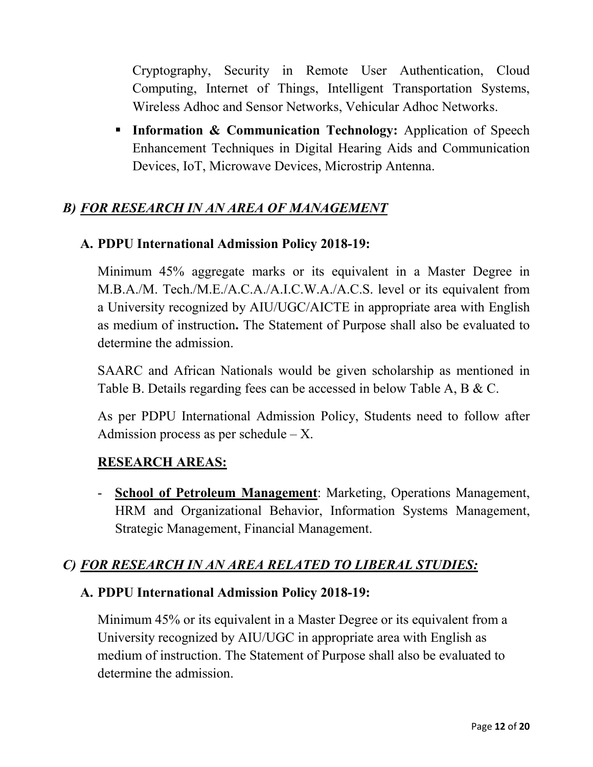Cryptography, Security in Remote User Authentication, Cloud Computing, Internet of Things, Intelligent Transportation Systems, Wireless Adhoc and Sensor Networks, Vehicular Adhoc Networks.

- **Information & Communication Technology:** Application of Speech Enhancement Techniques in Digital Hearing Aids and Communication Devices, IoT, Microwave Devices, Microstrip Antenna.

## *B) FOR RESEARCH IN AN AREA OF MANAGEMENT*

### A. PDPU International Admission Policy 2018-19:

Minimum 45% aggregate marks or its equivalent in a Master Degree in M.B.A./M. Tech./M.E./A.C.A./A.I.C.W.A./A.C.S. level or its equivalent from a University recognized by AIU/UGC/AICTE in appropriate area with English as medium of instruction**.** The Statement of Purpose shall also be evaluated to determine the admission.

SAARC and African Nationals would be given scholarship as mentioned in Table B. Details regarding fees can be accessed in below Table A, B & C.

As per PDPU International Admission Policy, Students need to follow after Admission process as per schedule – X.

### RESEARCH AREAS:

- **School of Petroleum Management**: Marketing, Operations Management, HRM and Organizational Behavior, Information Systems Management, Strategic Management, Financial Management.

## *C) FOR RESEARCH IN AN AREA RELATED TO LIBERAL STUDIES:*

### A. PDPU International Admission Policy 2018-19:

Minimum 45% or its equivalent in a Master Degree or its equivalent from a University recognized by AIU/UGC in appropriate area with English as medium of instruction. The Statement of Purpose shall also be evaluated to determine the admission.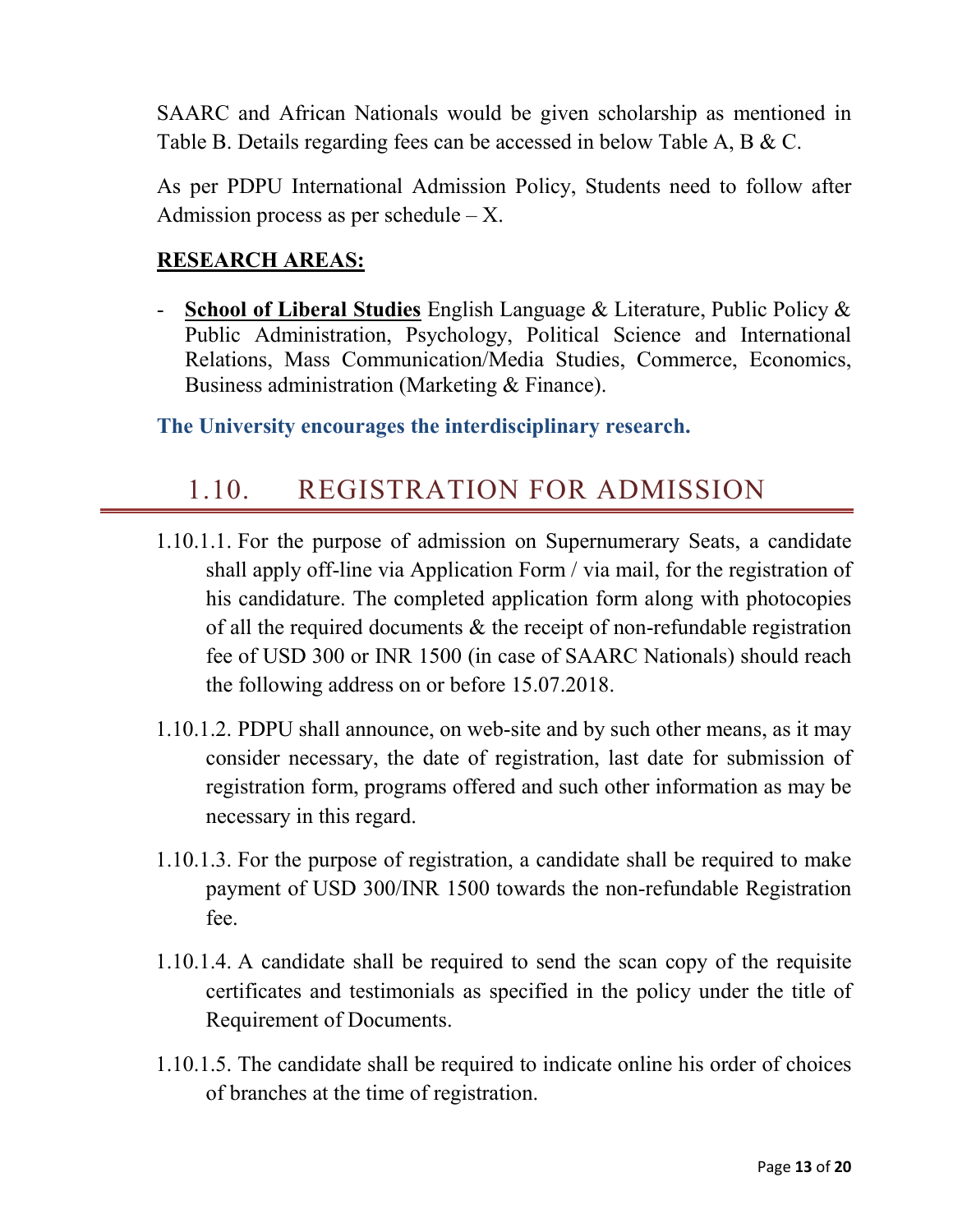SAARC and African Nationals would be given scholarship as mentioned in Table B. Details regarding fees can be accessed in below Table A, B & C.

As per PDPU International Admission Policy, Students need to follow after Admission process as per schedule – X.

**RESEARCH AREAS:**

- **School of Liberal Studies** English Language & Literature, Public Policy & Public Administration, Psychology, Political Science and International Relations, Mass Communication/Media Studies, Commerce, Economics, Business administration (Marketing & Finance).

**The University encourages the interdisciplinary research.**

## 1.10. REGISTRATION FOR ADMISSION

1.10.1.1. For the purpose of admission on Supernumerary Seats, a candidate shall apply off-line via Application Form / via mail, for the registration of his candidature. The completed application form along with photocopies of all the required documents & the receipt of non-refundable registration fee of USD 300 or INR 1500 (in case of SAARC Nationals) should reach the following address on or before 15.07.2018.

1.10.1.2. PDPU shall announce, on web-site and by such other means, as it may consider necessary, the date of registration, last date for submission of registration form, programs offered and such other information as may be necessary in this regard.

1.10.1.3. For the purpose of registration, a candidate shall be required to make payment of USD 300/INR 1500 towards the non-refundable Registration fee.

1.10.1.4. A candidate shall be required to send the scan copy of the requisite certificates and testimonials as specified in the policy under the title of Requirement of Documents.

1.10.1.5. The candidate shall be required to indicate online his order of choices of branches at the time of registration.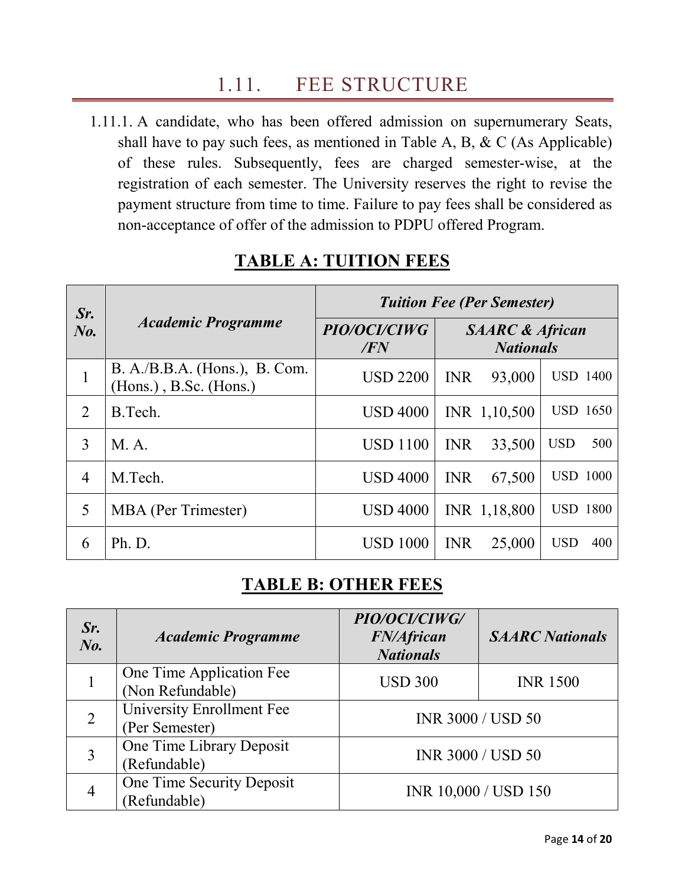# 1.11. FEE STRUCTURE

1.11.1. A candidate, who has been offered admission on supernumerary Seats, shall have to pay such fees, as mentioned in Table A, B, & C (As Applicable) of these rules. Subsequently, fees are charged semester-wise, at the registration of each semester. The University reserves the right to revise the payment structure from time to time. Failure to pay fees shall be considered as non-acceptance of offer of the admission to PDPU offered Program.

## TABLE A: TUITION FEES

| *Sr. No.* | *Academic Programme* | *Tuition Fee (Per Semester)* | | |
|---|---|---|---|---|
| | | *PIO/OCI/CIWG /FN* | *SAARC & African Nationals* | |
| 1 | B. A./B.B.A. (Hons.), B. Com. (Hons.) , B.Sc. (Hons.) | USD 2200 | INR 93,000 | USD 1400 |
| 2 | B.Tech. | USD 4000 | INR 1,10,500 | USD 1650 |
| 3 | M. A. | USD 1100 | INR 33,500 | USD 500 |
| 4 | M.Tech. | USD 4000 | INR 67,500 | USD 1000 |
| 5 | MBA (Per Trimester) | USD 4000 | INR 1,18,800 | USD 1800 |
| 6 | Ph. D. | USD 1000 | INR 25,000 | USD 400 |

## TABLE B: OTHER FEES

| *Sr. No.* | *Academic Programme* | *PIO/OCI/CIWG/ FN/African Nationals* | *SAARC Nationals* |
|---|---|---|---|
| 1 | One Time Application Fee (Non Refundable) | USD 300 | INR 1500 |
| 2 | University Enrollment Fee (Per Semester) | INR 3000 / USD 50 | |
| 3 | One Time Library Deposit (Refundable) | INR 3000 / USD 50 | |
| 4 | One Time Security Deposit (Refundable) | INR 10,000 / USD 150 | |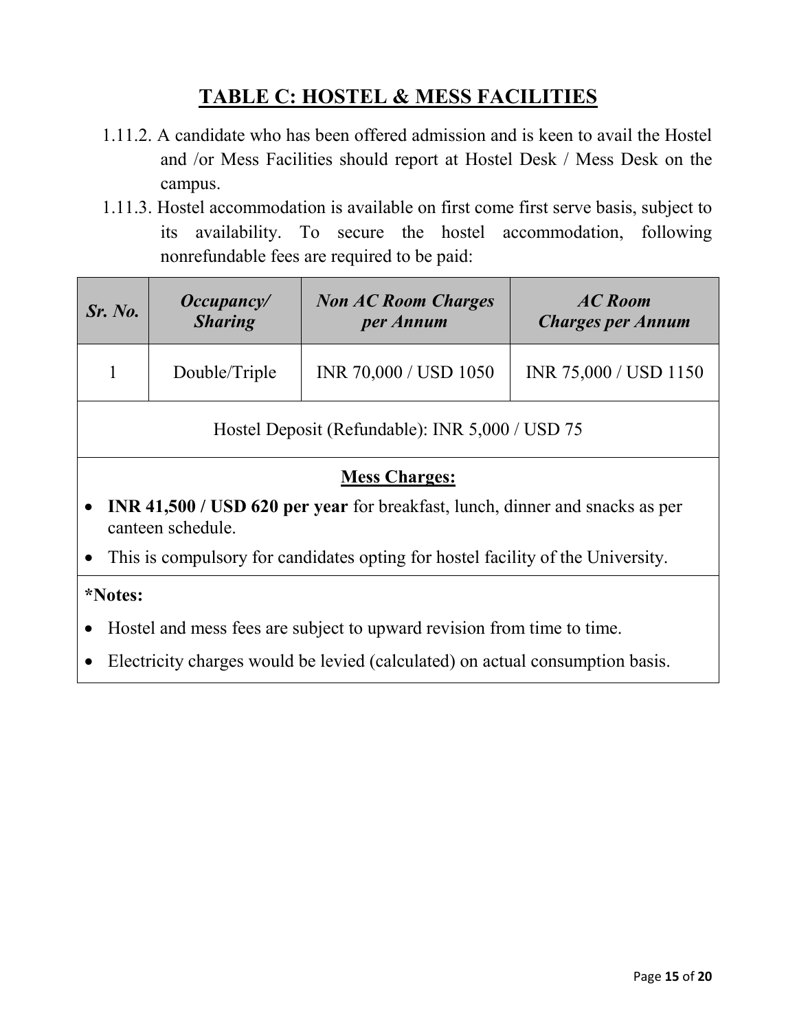# TABLE C: HOSTEL & MESS FACILITIES

1.11.2. A candidate who has been offered admission and is keen to avail the Hostel and /or Mess Facilities should report at Hostel Desk / Mess Desk on the campus.

1.11.3. Hostel accommodation is available on first come first serve basis, subject to its availability. To secure the hostel accommodation, following nonrefundable fees are required to be paid:

| ***Sr. No.*** | ***Occupancy/ Sharing*** | ***Non AC Room Charges per Annum*** | ***AC Room Charges per Annum*** |
|---|---|---|---|
| 1 | Double/Triple | INR 70,000 / USD 1050 | INR 75,000 / USD 1150 |
| Hostel Deposit (Refundable): INR 5,000 / USD 75 | | | |

**Mess Charges:**

- **INR 41,500 / USD 620 per year** for breakfast, lunch, dinner and snacks as per canteen schedule.
- This is compulsory for candidates opting for hostel facility of the University.

**\*Notes:**

- Hostel and mess fees are subject to upward revision from time to time.
- Electricity charges would be levied (calculated) on actual consumption basis.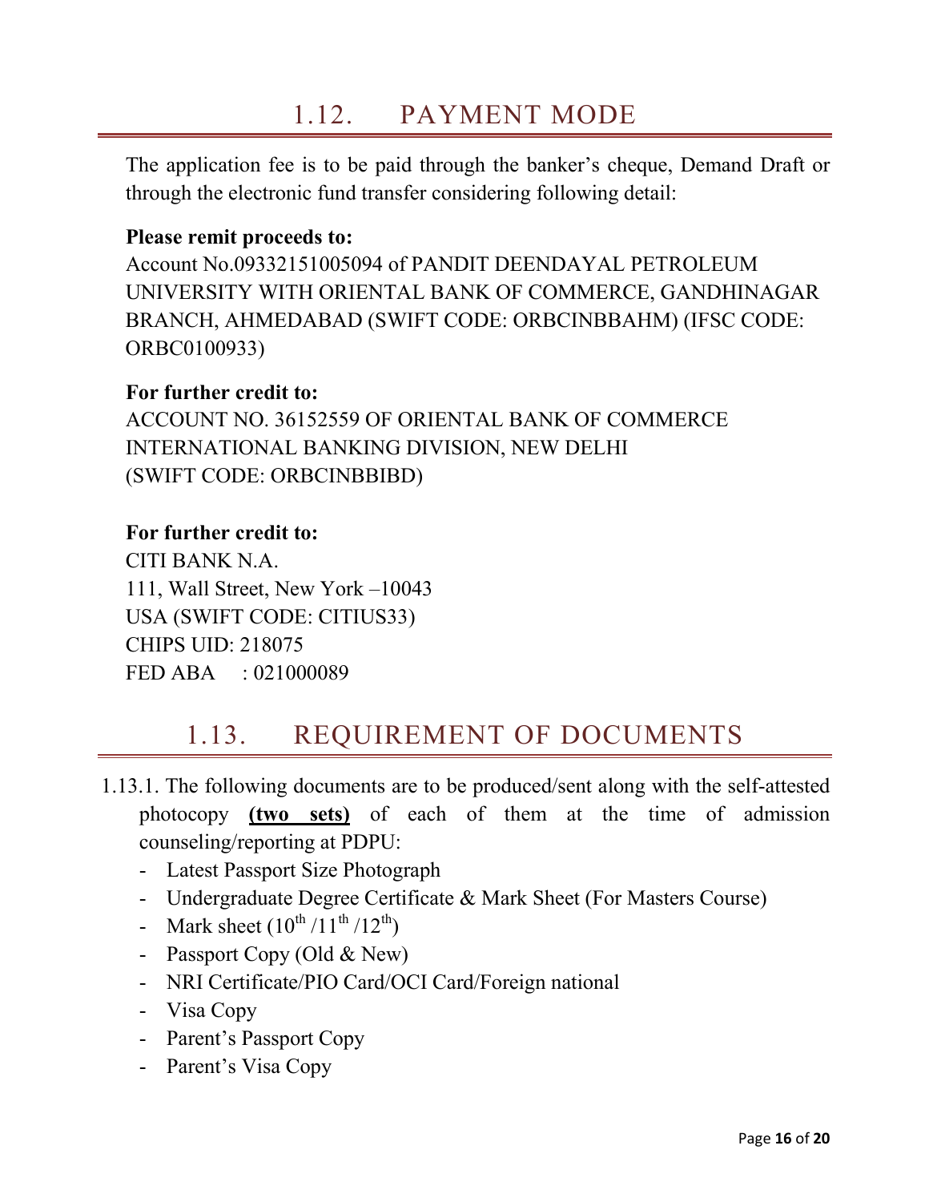## 1.12. PAYMENT MODE

The application fee is to be paid through the banker's cheque, Demand Draft or through the electronic fund transfer considering following detail:

**Please remit proceeds to:**
Account No.09332151005094 of PANDIT DEENDAYAL PETROLEUM UNIVERSITY WITH ORIENTAL BANK OF COMMERCE, GANDHINAGAR BRANCH, AHMEDABAD (SWIFT CODE: ORBCINBBAHM) (IFSC CODE: ORBC0100933)

**For further credit to:**
ACCOUNT NO. 36152559 OF ORIENTAL BANK OF COMMERCE INTERNATIONAL BANKING DIVISION, NEW DELHI
(SWIFT CODE: ORBCINBBIBD)

**For further credit to:**
CITI BANK N.A.
111, Wall Street, New York –10043
USA (SWIFT CODE: CITIUS33)
CHIPS UID: 218075
FED ABA : 021000089

## 1.13. REQUIREMENT OF DOCUMENTS

1.13.1. The following documents are to be produced/sent along with the self-attested photocopy **<u>(two sets)</u>** of each of them at the time of admission counseling/reporting at PDPU:

- Latest Passport Size Photograph
- Undergraduate Degree Certificate & Mark Sheet (For Masters Course)
- Mark sheet ($10^{th}$ /$11^{th}$ /$12^{th}$)
- Passport Copy (Old & New)
- NRI Certificate/PIO Card/OCI Card/Foreign national
- Visa Copy
- Parent's Passport Copy
- Parent's Visa Copy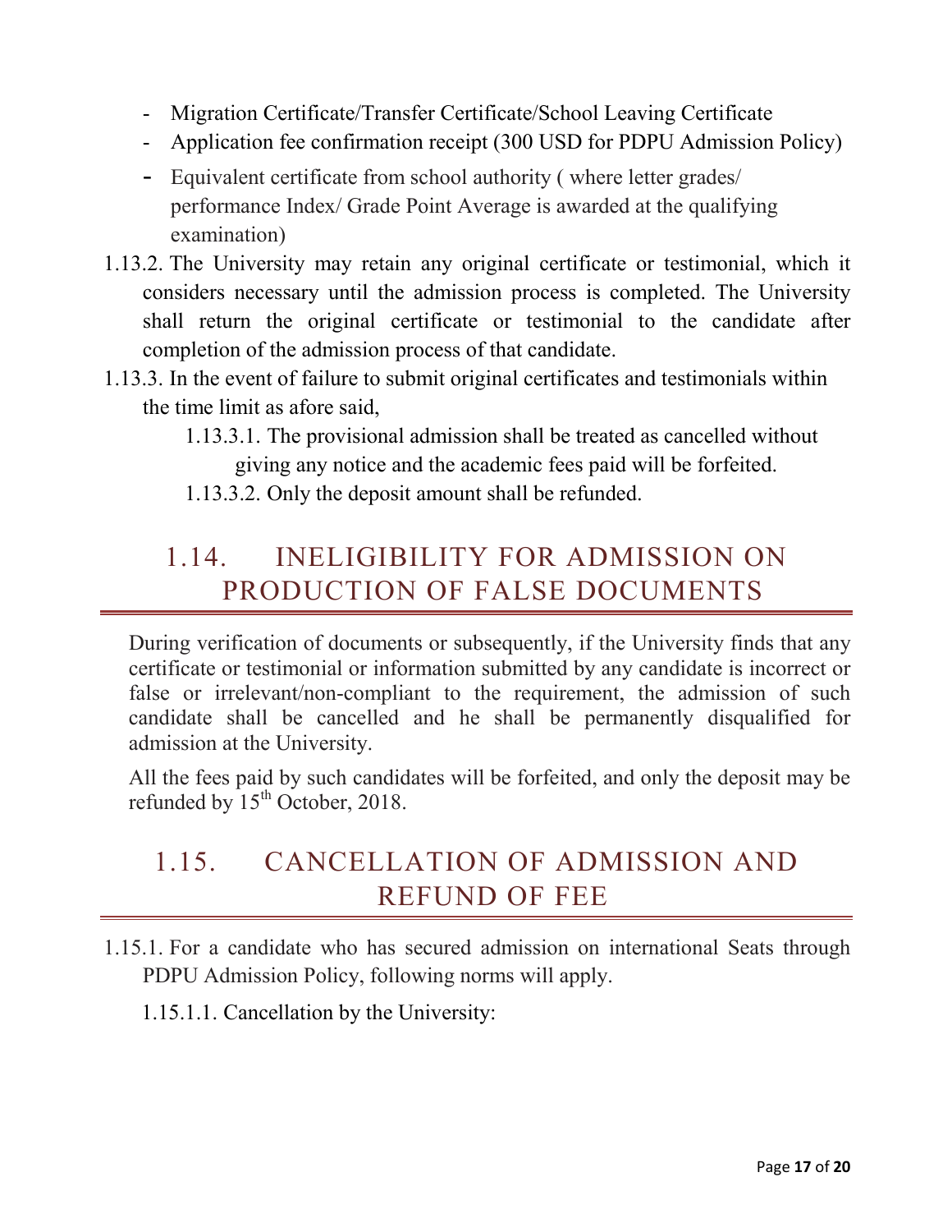- Migration Certificate/Transfer Certificate/School Leaving Certificate
- Application fee confirmation receipt (300 USD for PDPU Admission Policy)
- Equivalent certificate from school authority ( where letter grades/ performance Index/ Grade Point Average is awarded at the qualifying examination)

1.13.2. The University may retain any original certificate or testimonial, which it considers necessary until the admission process is completed. The University shall return the original certificate or testimonial to the candidate after completion of the admission process of that candidate.

1.13.3. In the event of failure to submit original certificates and testimonials within the time limit as afore said,

1.13.3.1. The provisional admission shall be treated as cancelled without giving any notice and the academic fees paid will be forfeited.

1.13.3.2. Only the deposit amount shall be refunded.

## 1.14. INELIGIBILITY FOR ADMISSION ON PRODUCTION OF FALSE DOCUMENTS

During verification of documents or subsequently, if the University finds that any certificate or testimonial or information submitted by any candidate is incorrect or false or irrelevant/non-compliant to the requirement, the admission of such candidate shall be cancelled and he shall be permanently disqualified for admission at the University.

All the fees paid by such candidates will be forfeited, and only the deposit may be refunded by 15th October, 2018.

## 1.15. CANCELLATION OF ADMISSION AND REFUND OF FEE

1.15.1. For a candidate who has secured admission on international Seats through PDPU Admission Policy, following norms will apply.

1.15.1.1. Cancellation by the University: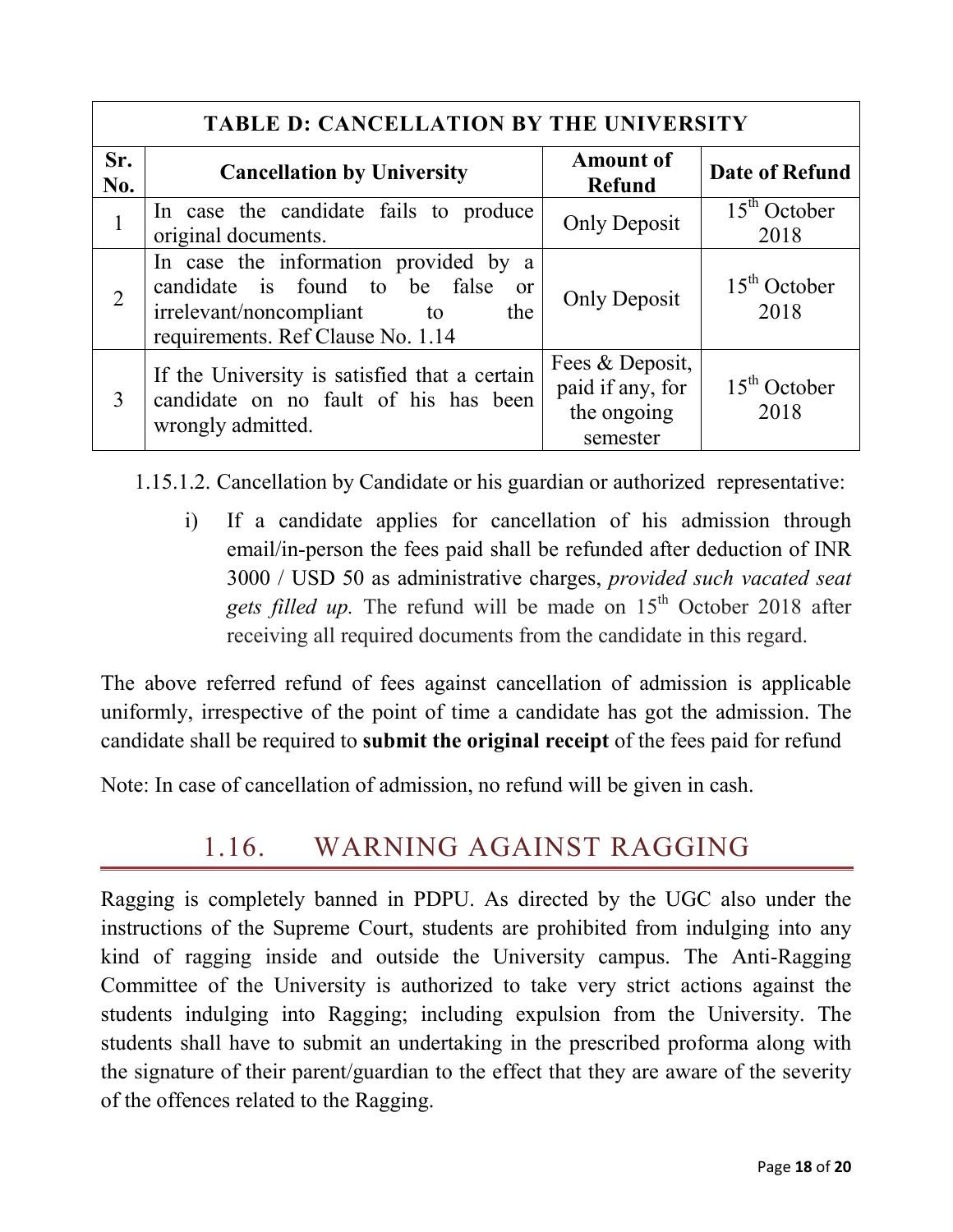| TABLE D: CANCELLATION BY THE UNIVERSITY | | | |
|---|---|---|---|
| **Sr. No.** | **Cancellation by University** | **Amount of Refund** | **Date of Refund** |
| 1 | In case the candidate fails to produce original documents. | Only Deposit | 15th October 2018 |
| 2 | In case the information provided by a candidate is found to be false or irrelevant/noncompliant to the requirements. Ref Clause No. 1.14 | Only Deposit | 15th October 2018 |
| 3 | If the University is satisfied that a certain candidate on no fault of his has been wrongly admitted. | Fees & Deposit, paid if any, for the ongoing semester | 15th October 2018 |

1.15.1.2. Cancellation by Candidate or his guardian or authorized representative:

i) If a candidate applies for cancellation of his admission through email/in-person the fees paid shall be refunded after deduction of INR 3000 / USD 50 as administrative charges, *provided such vacated seat gets filled up.* The refund will be made on 15th October 2018 after receiving all required documents from the candidate in this regard.

The above referred refund of fees against cancellation of admission is applicable uniformly, irrespective of the point of time a candidate has got the admission. The candidate shall be required to **submit the original receipt** of the fees paid for refund

Note: In case of cancellation of admission, no refund will be given in cash.

## 1.16. WARNING AGAINST RAGGING

Ragging is completely banned in PDPU. As directed by the UGC also under the instructions of the Supreme Court, students are prohibited from indulging into any kind of ragging inside and outside the University campus. The Anti-Ragging Committee of the University is authorized to take very strict actions against the students indulging into Ragging; including expulsion from the University. The students shall have to submit an undertaking in the prescribed proforma along with the signature of their parent/guardian to the effect that they are aware of the severity of the offences related to the Ragging.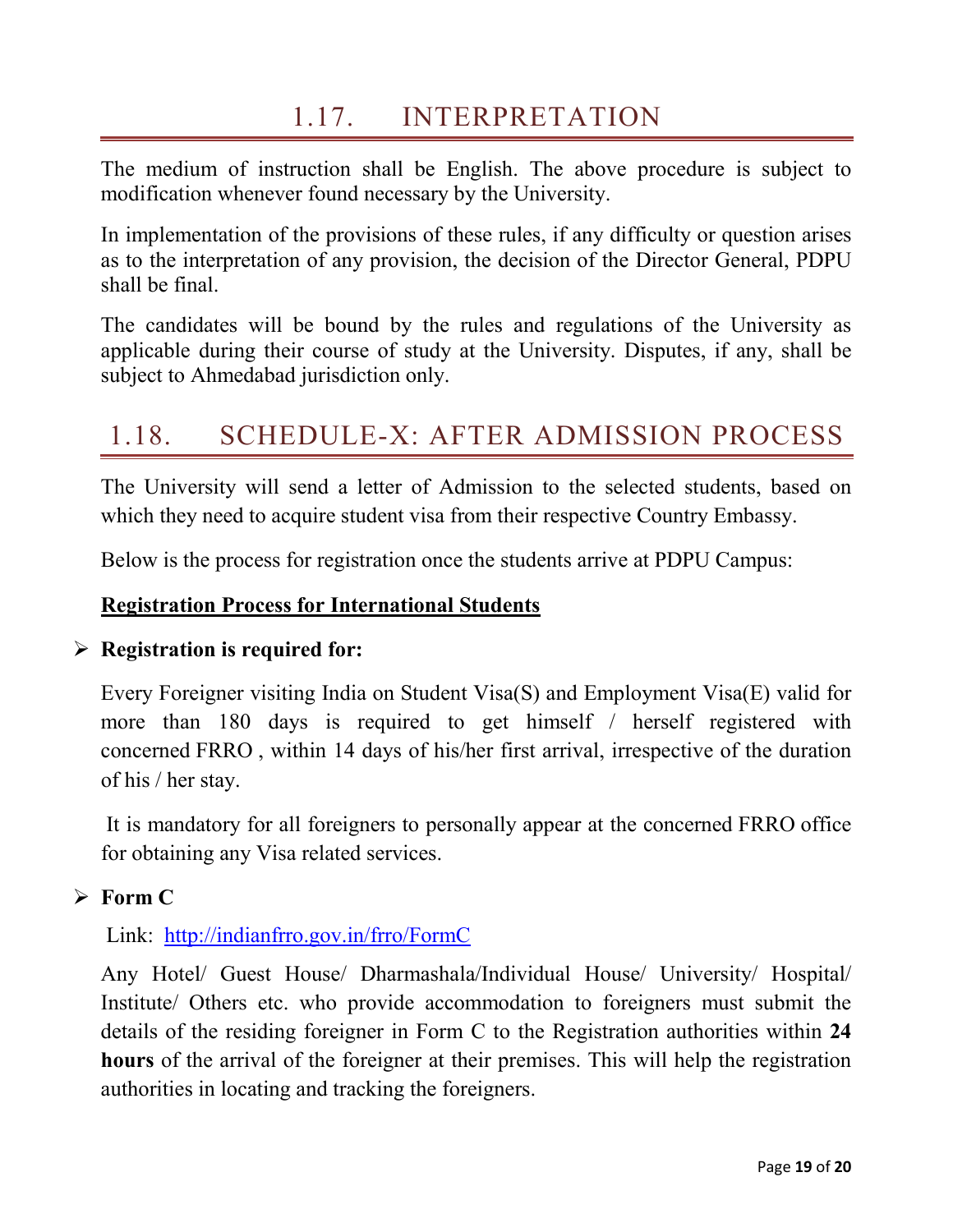## 1.17. INTERPRETATION

The medium of instruction shall be English. The above procedure is subject to modification whenever found necessary by the University.

In implementation of the provisions of these rules, if any difficulty or question arises as to the interpretation of any provision, the decision of the Director General, PDPU shall be final.

The candidates will be bound by the rules and regulations of the University as applicable during their course of study at the University. Disputes, if any, shall be subject to Ahmedabad jurisdiction only.

## 1.18. SCHEDULE-X: AFTER ADMISSION PROCESS

The University will send a letter of Admission to the selected students, based on which they need to acquire student visa from their respective Country Embassy.

Below is the process for registration once the students arrive at PDPU Campus:

**Registration Process for International Students**

- **Registration is required for:**

  Every Foreigner visiting India on Student Visa(S) and Employment Visa(E) valid for more than 180 days is required to get himself / herself registered with concerned FRRO , within 14 days of his/her first arrival, irrespective of the duration of his / her stay.

  It is mandatory for all foreigners to personally appear at the concerned FRRO office for obtaining any Visa related services.

- **Form C**

  Link: http://indianfrro.gov.in/frro/FormC

  Any Hotel/ Guest House/ Dharmashala/Individual House/ University/ Hospital/ Institute/ Others etc. who provide accommodation to foreigners must submit the details of the residing foreigner in Form C to the Registration authorities within **24 hours** of the arrival of the foreigner at their premises. This will help the registration authorities in locating and tracking the foreigners.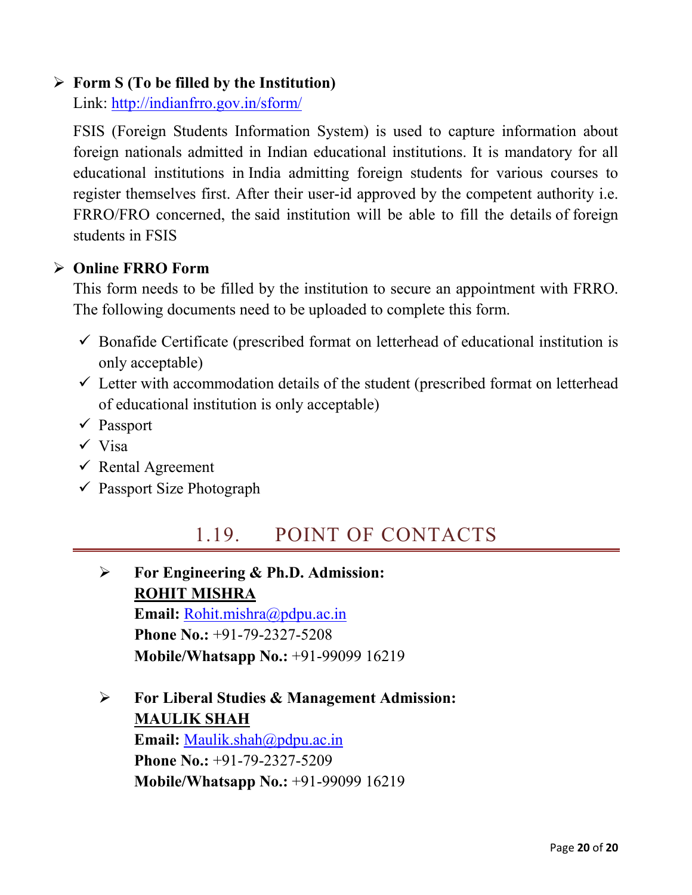- **Form S (To be filled by the Institution)**
  Link: http://indianfrro.gov.in/sform/

  FSIS (Foreign Students Information System) is used to capture information about foreign nationals admitted in Indian educational institutions. It is mandatory for all educational institutions in India admitting foreign students for various courses to register themselves first. After their user-id approved by the competent authority i.e. FRRO/FRO concerned, the said institution will be able to fill the details of foreign students in FSIS

- **Online FRRO Form**
  This form needs to be filled by the institution to secure an appointment with FRRO. The following documents need to be uploaded to complete this form.

  - ✓ Bonafide Certificate (prescribed format on letterhead of educational institution is only acceptable)
  - ✓ Letter with accommodation details of the student (prescribed format on letterhead of educational institution is only acceptable)
  - ✓ Passport
  - ✓ Visa
  - ✓ Rental Agreement
  - ✓ Passport Size Photograph

## 1.19. POINT OF CONTACTS

- **For Engineering & Ph.D. Admission:**
  **ROHIT MISHRA**
  **Email:** Rohit.mishra@pdpu.ac.in
  **Phone No.:** +91-79-2327-5208
  **Mobile/Whatsapp No.:** +91-99099 16219

- **For Liberal Studies & Management Admission:**
  **MAULIK SHAH**
  **Email:** Maulik.shah@pdpu.ac.in
  **Phone No.:** +91-79-2327-5209
  **Mobile/Whatsapp No.:** +91-99099 16219